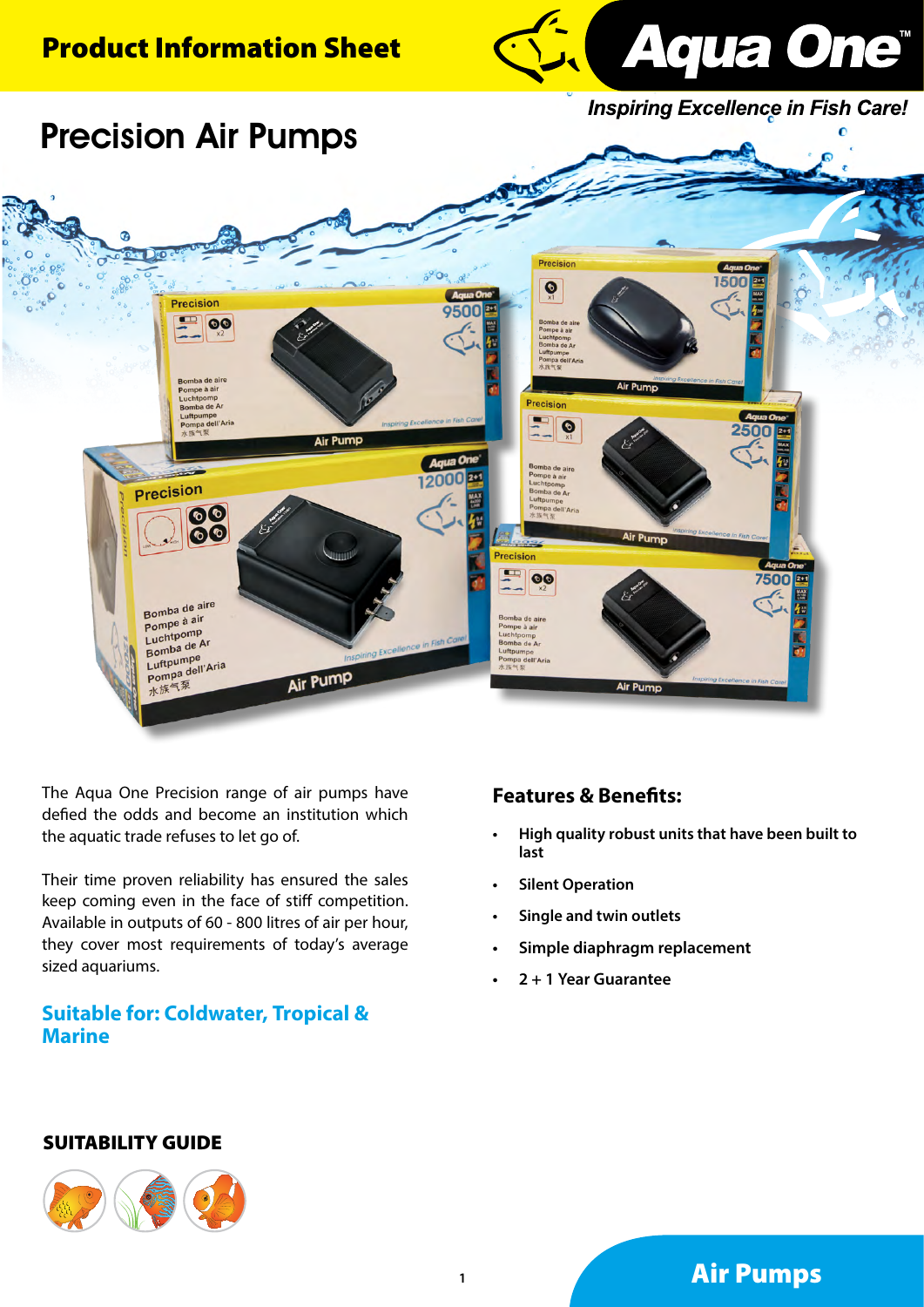# Product Information Sheet

*Inspiring Excellence in Fish Care!*

# Precision Air Pumps

The Aqua One Precision range of air pumps have defied the odds and become an institution which the aquatic trade refuses to let go of.

Their time proven reliability has ensured the sales keep coming even in the face of stiff competition. Available in outputs of 60 - 800 litres of air per hour, they cover most requirements of today's average sized aquariums.

## Suitable for: Coldwater, Tropical & Marine

## Features & Benefits:

- **High quality robust units that have been built to last**
- **Silent Operation**
- **Single and twin outlets**
- **Simple diaphragm replacement**
- **2 + 1 Year Guarantee**

## SUITABILITY GUIDE

## Air Pumps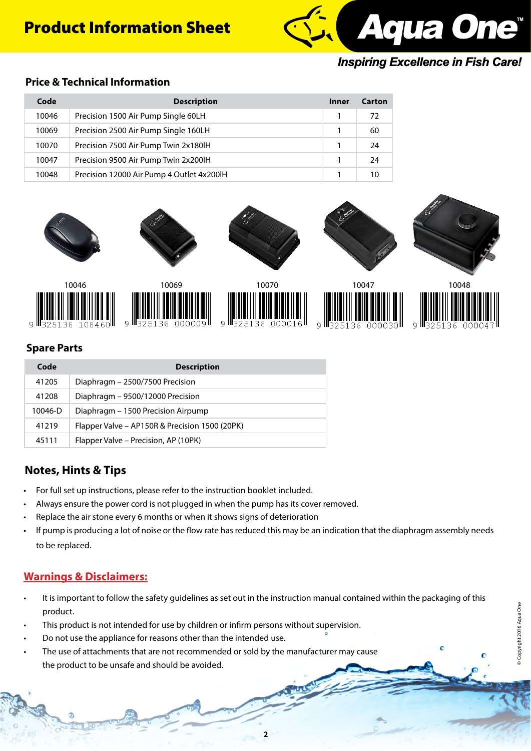# Product Information Sheet

**Aqua One**™

*Inspiring Excellence in Fish Care!*

## Price & Technical Information

| Code | Description | Inner | Carton |
|---|---|---|---|
| 10046 | Precision 1500 Air Pump Single 60LH | 1 | 72 |
| 10069 | Precision 2500 Air Pump Single 160LH | 1 | 60 |
| 10070 | Precision 7500 Air Pump Twin 2x180lH | 1 | 24 |
| 10047 | Precision 9500 Air Pump Twin 2x200lH | 1 | 24 |
| 10048 | Precision 12000 Air Pump 4 Outlet 4x200lH | 1 | 10 |

10046
9 325136 108460

10069
9 325136 000009

10070
9 325136 000016

10047
9 325136 000030

10048
9 325136 000047

## Spare Parts

| Code | Description |
|---|---|
| 41205 | Diaphragm – 2500/7500 Precision |
| 41208 | Diaphragm – 9500/12000 Precision |
| 10046-D | Diaphragm – 1500 Precision Airpump |
| 41219 | Flapper Valve – AP150R & Precision 1500 (20PK) |
| 45111 | Flapper Valve – Precision, AP (10PK) |

## Notes, Hints & Tips

- For full set up instructions, please refer to the instruction booklet included.
- Always ensure the power cord is not plugged in when the pump has its cover removed.
- Replace the air stone every 6 months or when it shows signs of deterioration
- If pump is producing a lot of noise or the flow rate has reduced this may be an indication that the diaphragm assembly needs to be replaced.

## Warnings & Disclaimers:

- It is important to follow the safety guidelines as set out in the instruction manual contained within the packaging of this product.
- This product is not intended for use by children or infirm persons without supervision.
- Do not use the appliance for reasons other than the intended use.
- The use of attachments that are not recommended or sold by the manufacturer may cause the product to be unsafe and should be avoided.

© Copyright 2016 Aqua One